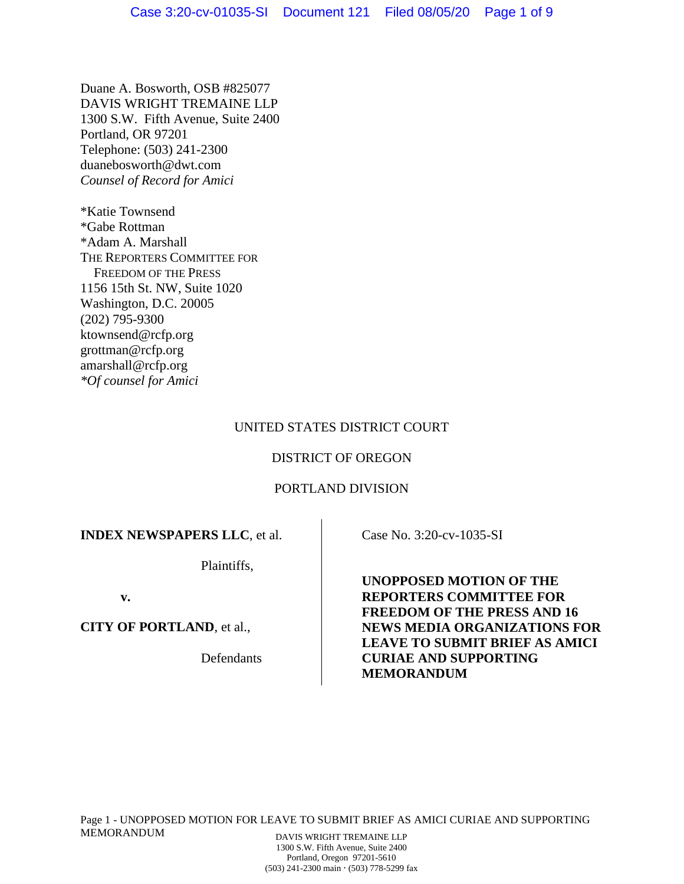Duane A. Bosworth, OSB #825077
DAVIS WRIGHT TREMAINE LLP
1300 S.W. Fifth Avenue, Suite 2400
Portland, OR 97201
Telephone: (503) 241-2300
duanebosworth@dwt.com
*Counsel of Record for Amici*

*Katie Townsend
*Gabe Rottman
*Adam A. Marshall
THE REPORTERS COMMITTEE FOR
FREEDOM OF THE PRESS
1156 15th St. NW, Suite 1020
Washington, D.C. 20005
(202) 795-9300
ktownsend@rcfp.org
grottman@rcfp.org
amarshall@rcfp.org
*\*Of counsel for Amici*

UNITED STATES DISTRICT COURT

DISTRICT OF OREGON

PORTLAND DIVISION

**INDEX NEWSPAPERS LLC**, et al.

Plaintiffs,

v.

**CITY OF PORTLAND**, et al.,

Defendants

Case No. 3:20-cv-1035-SI

**UNOPPOSED MOTION OF THE REPORTERS COMMITTEE FOR FREEDOM OF THE PRESS AND 16 NEWS MEDIA ORGANIZATIONS FOR LEAVE TO SUBMIT BRIEF AS AMICI CURIAE AND SUPPORTING MEMORANDUM**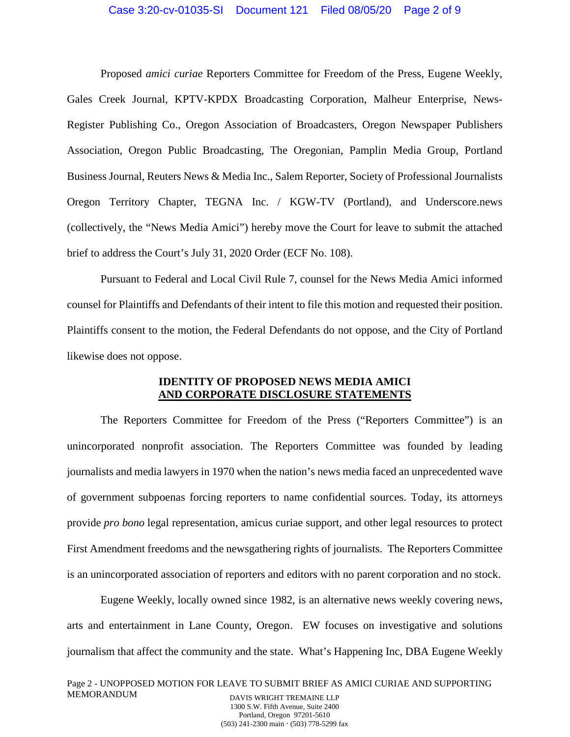Proposed *amici curiae* Reporters Committee for Freedom of the Press, Eugene Weekly, Gales Creek Journal, KPTV-KPDX Broadcasting Corporation, Malheur Enterprise, News-Register Publishing Co., Oregon Association of Broadcasters, Oregon Newspaper Publishers Association, Oregon Public Broadcasting, The Oregonian, Pamplin Media Group, Portland Business Journal, Reuters News & Media Inc., Salem Reporter, Society of Professional Journalists Oregon Territory Chapter, TEGNA Inc. / KGW-TV (Portland), and Underscore.news (collectively, the "News Media Amici") hereby move the Court for leave to submit the attached brief to address the Court's July 31, 2020 Order (ECF No. 108).

Pursuant to Federal and Local Civil Rule 7, counsel for the News Media Amici informed counsel for Plaintiffs and Defendants of their intent to file this motion and requested their position. Plaintiffs consent to the motion, the Federal Defendants do not oppose, and the City of Portland likewise does not oppose.

## IDENTITY OF PROPOSED NEWS MEDIA AMICI AND CORPORATE DISCLOSURE STATEMENTS

The Reporters Committee for Freedom of the Press ("Reporters Committee") is an unincorporated nonprofit association. The Reporters Committee was founded by leading journalists and media lawyers in 1970 when the nation's news media faced an unprecedented wave of government subpoenas forcing reporters to name confidential sources. Today, its attorneys provide *pro bono* legal representation, amicus curiae support, and other legal resources to protect First Amendment freedoms and the newsgathering rights of journalists. The Reporters Committee is an unincorporated association of reporters and editors with no parent corporation and no stock.

Eugene Weekly, locally owned since 1982, is an alternative news weekly covering news, arts and entertainment in Lane County, Oregon. EW focuses on investigative and solutions journalism that affect the community and the state. What's Happening Inc, DBA Eugene Weekly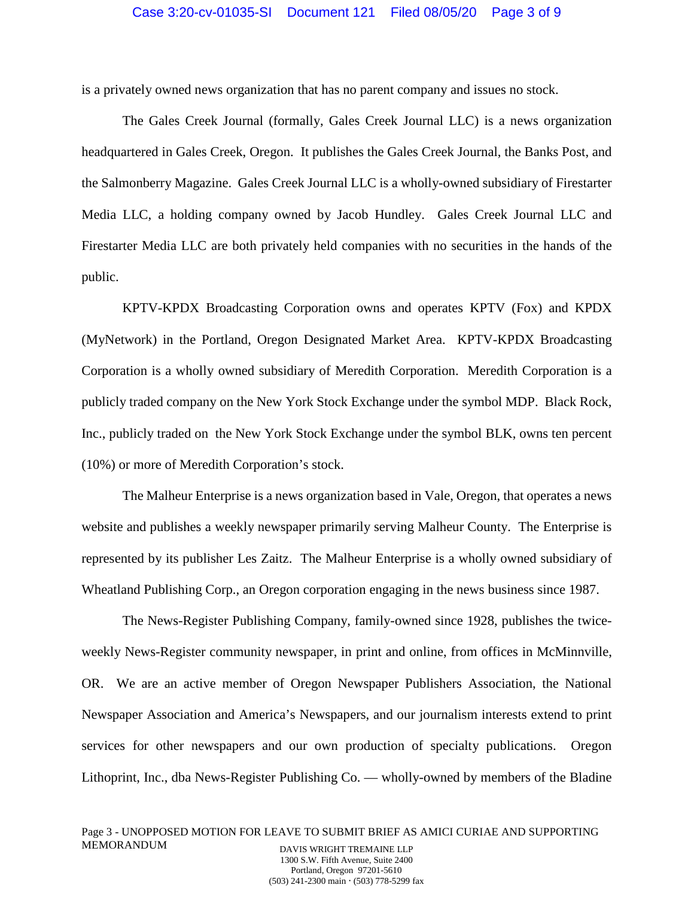is a privately owned news organization that has no parent company and issues no stock.

The Gales Creek Journal (formally, Gales Creek Journal LLC) is a news organization headquartered in Gales Creek, Oregon. It publishes the Gales Creek Journal, the Banks Post, and the Salmonberry Magazine. Gales Creek Journal LLC is a wholly-owned subsidiary of Firestarter Media LLC, a holding company owned by Jacob Hundley. Gales Creek Journal LLC and Firestarter Media LLC are both privately held companies with no securities in the hands of the public.

KPTV-KPDX Broadcasting Corporation owns and operates KPTV (Fox) and KPDX (MyNetwork) in the Portland, Oregon Designated Market Area. KPTV-KPDX Broadcasting Corporation is a wholly owned subsidiary of Meredith Corporation. Meredith Corporation is a publicly traded company on the New York Stock Exchange under the symbol MDP. Black Rock, Inc., publicly traded on the New York Stock Exchange under the symbol BLK, owns ten percent (10%) or more of Meredith Corporation's stock.

The Malheur Enterprise is a news organization based in Vale, Oregon, that operates a news website and publishes a weekly newspaper primarily serving Malheur County. The Enterprise is represented by its publisher Les Zaitz. The Malheur Enterprise is a wholly owned subsidiary of Wheatland Publishing Corp., an Oregon corporation engaging in the news business since 1987.

The News-Register Publishing Company, family-owned since 1928, publishes the twice-weekly News-Register community newspaper, in print and online, from offices in McMinnville, OR. We are an active member of Oregon Newspaper Publishers Association, the National Newspaper Association and America's Newspapers, and our journalism interests extend to print services for other newspapers and our own production of specialty publications. Oregon Lithoprint, Inc., dba News-Register Publishing Co. — wholly-owned by members of the Bladine

Page 3 - UNOPPOSED MOTION FOR LEAVE TO SUBMIT BRIEF AS AMICI CURIAE AND SUPPORTING MEMORANDUM

DAVIS WRIGHT TREMAINE LLP
1300 S.W. Fifth Avenue, Suite 2400
Portland, Oregon 97201-5610
(503) 241-2300 main · (503) 778-5299 fax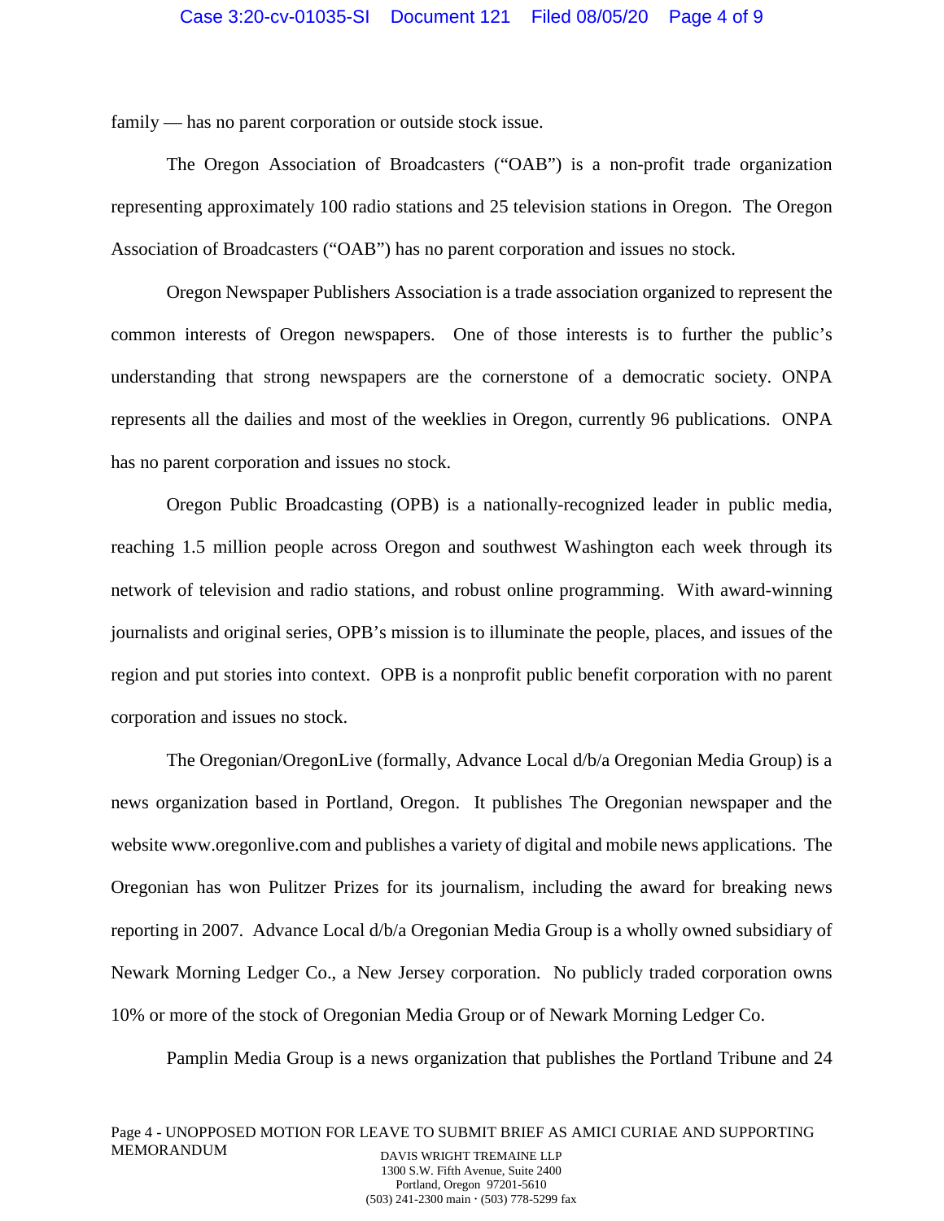family — has no parent corporation or outside stock issue.

The Oregon Association of Broadcasters ("OAB") is a non-profit trade organization representing approximately 100 radio stations and 25 television stations in Oregon. The Oregon Association of Broadcasters ("OAB") has no parent corporation and issues no stock.

Oregon Newspaper Publishers Association is a trade association organized to represent the common interests of Oregon newspapers. One of those interests is to further the public's understanding that strong newspapers are the cornerstone of a democratic society. ONPA represents all the dailies and most of the weeklies in Oregon, currently 96 publications. ONPA has no parent corporation and issues no stock.

Oregon Public Broadcasting (OPB) is a nationally-recognized leader in public media, reaching 1.5 million people across Oregon and southwest Washington each week through its network of television and radio stations, and robust online programming. With award-winning journalists and original series, OPB's mission is to illuminate the people, places, and issues of the region and put stories into context. OPB is a nonprofit public benefit corporation with no parent corporation and issues no stock.

The Oregonian/OregonLive (formally, Advance Local d/b/a Oregonian Media Group) is a news organization based in Portland, Oregon. It publishes The Oregonian newspaper and the website www.oregonlive.com and publishes a variety of digital and mobile news applications. The Oregonian has won Pulitzer Prizes for its journalism, including the award for breaking news reporting in 2007. Advance Local d/b/a Oregonian Media Group is a wholly owned subsidiary of Newark Morning Ledger Co., a New Jersey corporation. No publicly traded corporation owns 10% or more of the stock of Oregonian Media Group or of Newark Morning Ledger Co.

Pamplin Media Group is a news organization that publishes the Portland Tribune and 24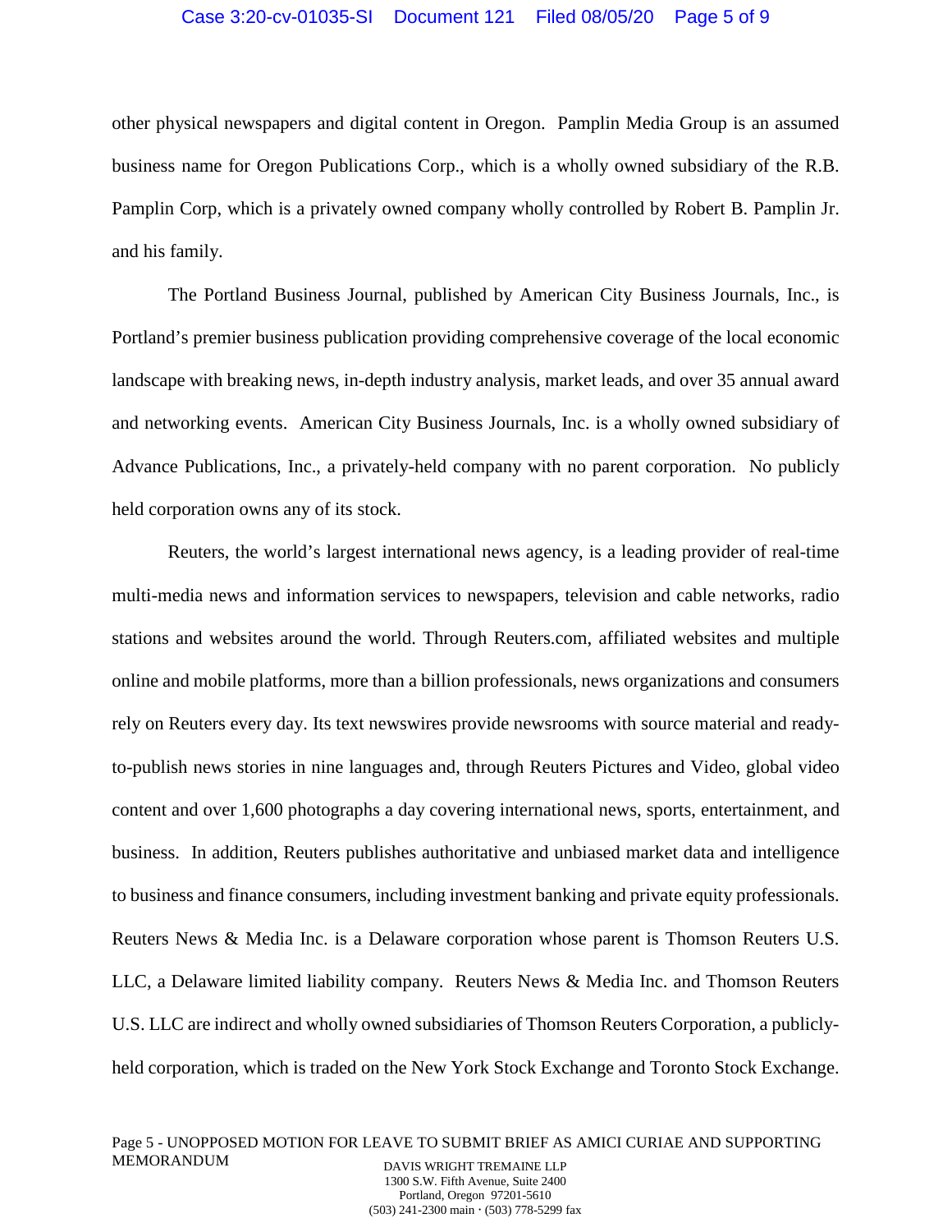other physical newspapers and digital content in Oregon. Pamplin Media Group is an assumed business name for Oregon Publications Corp., which is a wholly owned subsidiary of the R.B. Pamplin Corp, which is a privately owned company wholly controlled by Robert B. Pamplin Jr. and his family.

The Portland Business Journal, published by American City Business Journals, Inc., is Portland's premier business publication providing comprehensive coverage of the local economic landscape with breaking news, in-depth industry analysis, market leads, and over 35 annual award and networking events. American City Business Journals, Inc. is a wholly owned subsidiary of Advance Publications, Inc., a privately-held company with no parent corporation. No publicly held corporation owns any of its stock.

Reuters, the world's largest international news agency, is a leading provider of real-time multi-media news and information services to newspapers, television and cable networks, radio stations and websites around the world. Through Reuters.com, affiliated websites and multiple online and mobile platforms, more than a billion professionals, news organizations and consumers rely on Reuters every day. Its text newswires provide newsrooms with source material and ready-to-publish news stories in nine languages and, through Reuters Pictures and Video, global video content and over 1,600 photographs a day covering international news, sports, entertainment, and business. In addition, Reuters publishes authoritative and unbiased market data and intelligence to business and finance consumers, including investment banking and private equity professionals. Reuters News & Media Inc. is a Delaware corporation whose parent is Thomson Reuters U.S. LLC, a Delaware limited liability company. Reuters News & Media Inc. and Thomson Reuters U.S. LLC are indirect and wholly owned subsidiaries of Thomson Reuters Corporation, a publicly-held corporation, which is traded on the New York Stock Exchange and Toronto Stock Exchange.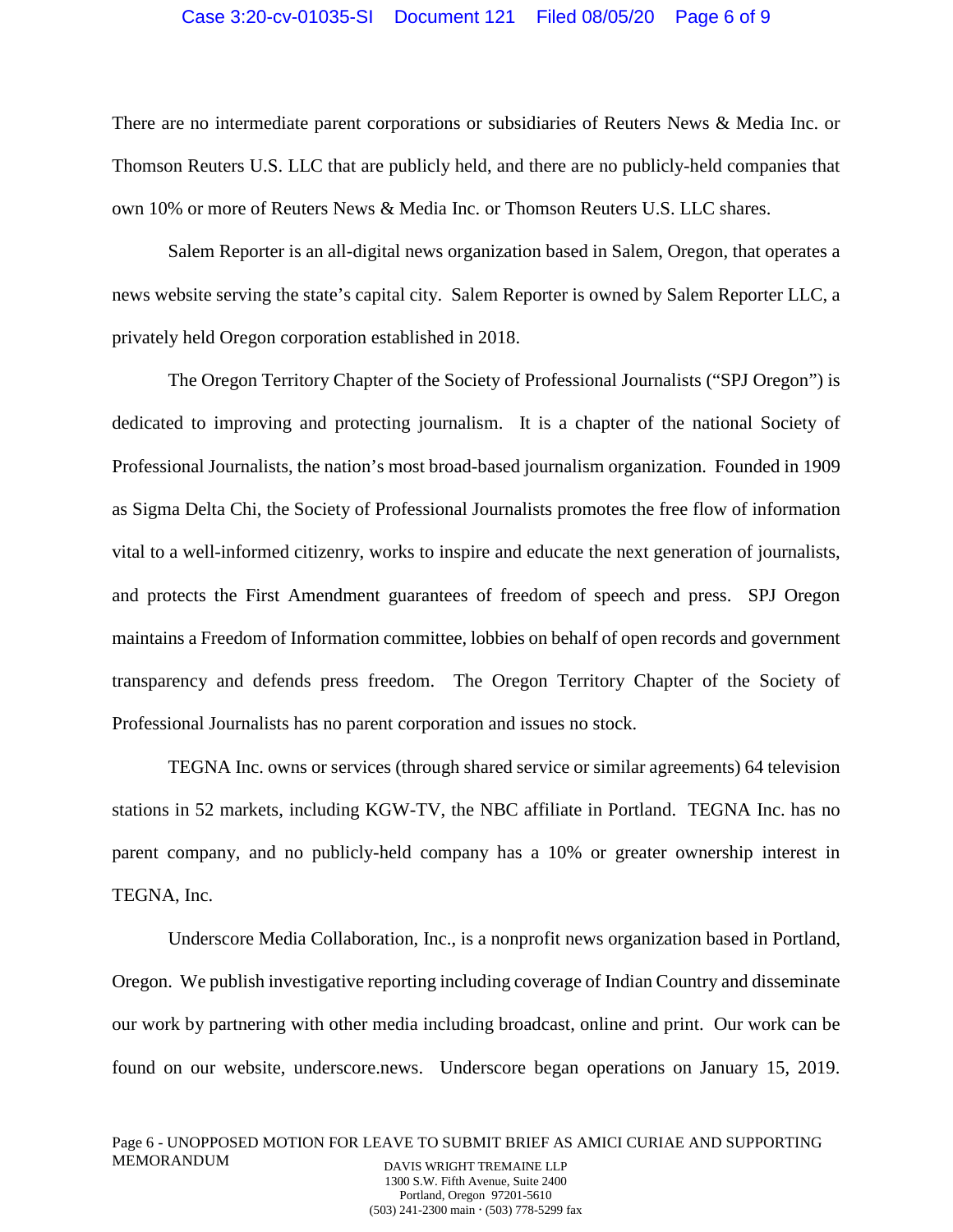There are no intermediate parent corporations or subsidiaries of Reuters News & Media Inc. or Thomson Reuters U.S. LLC that are publicly held, and there are no publicly-held companies that own 10% or more of Reuters News & Media Inc. or Thomson Reuters U.S. LLC shares.

Salem Reporter is an all-digital news organization based in Salem, Oregon, that operates a news website serving the state's capital city. Salem Reporter is owned by Salem Reporter LLC, a privately held Oregon corporation established in 2018.

The Oregon Territory Chapter of the Society of Professional Journalists ("SPJ Oregon") is dedicated to improving and protecting journalism. It is a chapter of the national Society of Professional Journalists, the nation's most broad-based journalism organization. Founded in 1909 as Sigma Delta Chi, the Society of Professional Journalists promotes the free flow of information vital to a well-informed citizenry, works to inspire and educate the next generation of journalists, and protects the First Amendment guarantees of freedom of speech and press. SPJ Oregon maintains a Freedom of Information committee, lobbies on behalf of open records and government transparency and defends press freedom. The Oregon Territory Chapter of the Society of Professional Journalists has no parent corporation and issues no stock.

TEGNA Inc. owns or services (through shared service or similar agreements) 64 television stations in 52 markets, including KGW-TV, the NBC affiliate in Portland. TEGNA Inc. has no parent company, and no publicly-held company has a 10% or greater ownership interest in TEGNA, Inc.

Underscore Media Collaboration, Inc., is a nonprofit news organization based in Portland, Oregon. We publish investigative reporting including coverage of Indian Country and disseminate our work by partnering with other media including broadcast, online and print. Our work can be found on our website, underscore.news. Underscore began operations on January 15, 2019.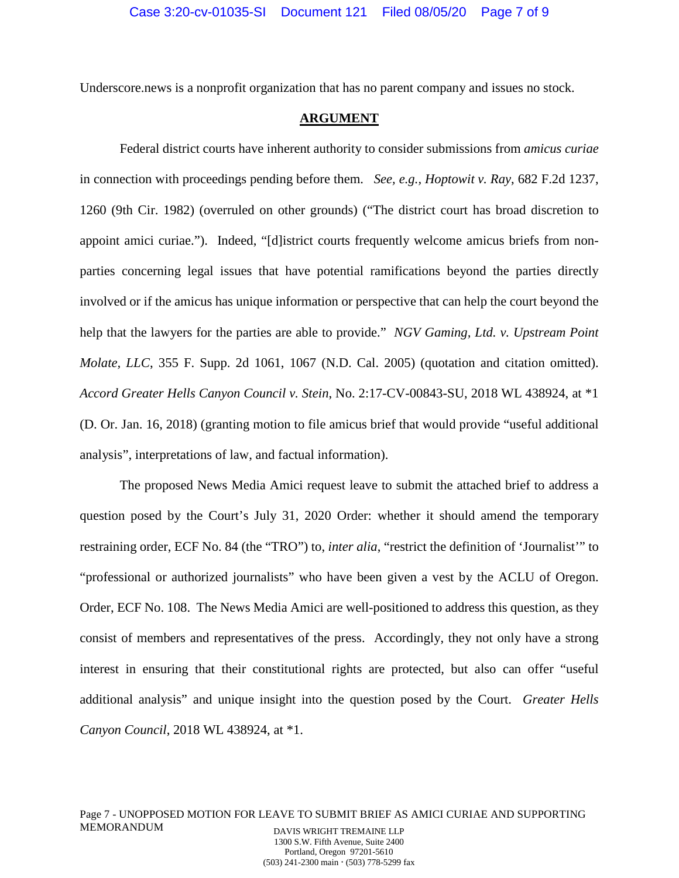Underscore.news is a nonprofit organization that has no parent company and issues no stock.

## ARGUMENT

Federal district courts have inherent authority to consider submissions from *amicus curiae* in connection with proceedings pending before them. *See, e.g.*, *Hoptowit v. Ray*, 682 F.2d 1237, 1260 (9th Cir. 1982) (overruled on other grounds) ("The district court has broad discretion to appoint amici curiae."). Indeed, "[d]istrict courts frequently welcome amicus briefs from non-parties concerning legal issues that have potential ramifications beyond the parties directly involved or if the amicus has unique information or perspective that can help the court beyond the help that the lawyers for the parties are able to provide." *NGV Gaming, Ltd. v. Upstream Point Molate, LLC*, 355 F. Supp. 2d 1061, 1067 (N.D. Cal. 2005) (quotation and citation omitted). *Accord Greater Hells Canyon Council v. Stein*, No. 2:17-CV-00843-SU, 2018 WL 438924, at *1 (D. Or. Jan. 16, 2018) (granting motion to file amicus brief that would provide "useful additional analysis", interpretations of law, and factual information).

The proposed News Media Amici request leave to submit the attached brief to address a question posed by the Court's July 31, 2020 Order: whether it should amend the temporary restraining order, ECF No. 84 (the "TRO") to, *inter alia*, "restrict the definition of 'Journalist'" to "professional or authorized journalists" who have been given a vest by the ACLU of Oregon. Order, ECF No. 108. The News Media Amici are well-positioned to address this question, as they consist of members and representatives of the press. Accordingly, they not only have a strong interest in ensuring that their constitutional rights are protected, but also can offer "useful additional analysis" and unique insight into the question posed by the Court. *Greater Hells Canyon Council*, 2018 WL 438924, at *1.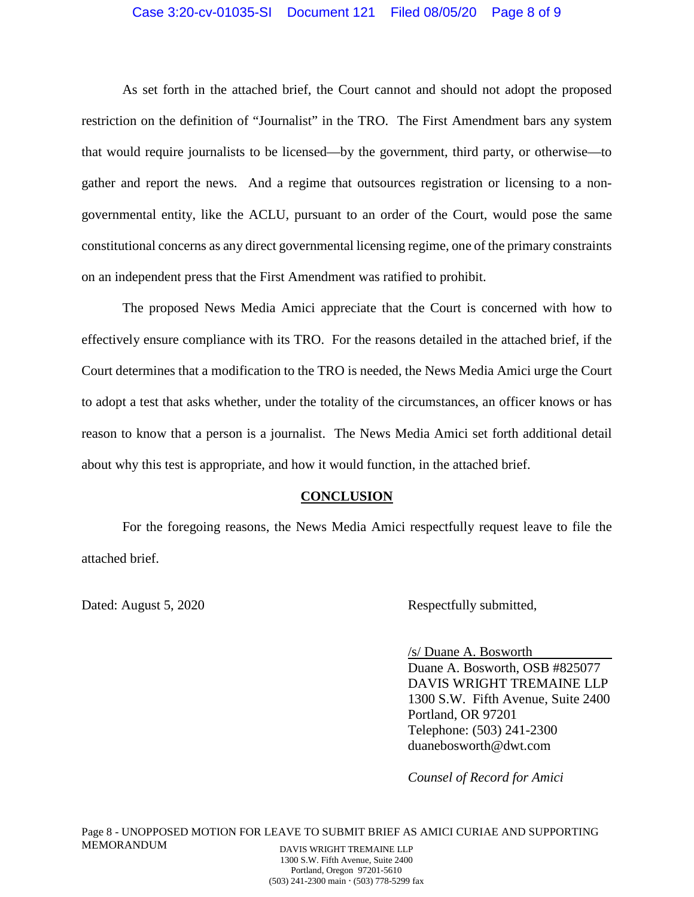As set forth in the attached brief, the Court cannot and should not adopt the proposed restriction on the definition of "Journalist" in the TRO. The First Amendment bars any system that would require journalists to be licensed—by the government, third party, or otherwise—to gather and report the news. And a regime that outsources registration or licensing to a non-governmental entity, like the ACLU, pursuant to an order of the Court, would pose the same constitutional concerns as any direct governmental licensing regime, one of the primary constraints on an independent press that the First Amendment was ratified to prohibit.

The proposed News Media Amici appreciate that the Court is concerned with how to effectively ensure compliance with its TRO. For the reasons detailed in the attached brief, if the Court determines that a modification to the TRO is needed, the News Media Amici urge the Court to adopt a test that asks whether, under the totality of the circumstances, an officer knows or has reason to know that a person is a journalist. The News Media Amici set forth additional detail about why this test is appropriate, and how it would function, in the attached brief.

## CONCLUSION

For the foregoing reasons, the News Media Amici respectfully request leave to file the attached brief.

Dated: August 5, 2020

Respectfully submitted,

/s/ Duane A. Bosworth
Duane A. Bosworth, OSB #825077
DAVIS WRIGHT TREMAINE LLP
1300 S.W. Fifth Avenue, Suite 2400
Portland, OR 97201
Telephone: (503) 241-2300
duanebosworth@dwt.com

*Counsel of Record for Amici*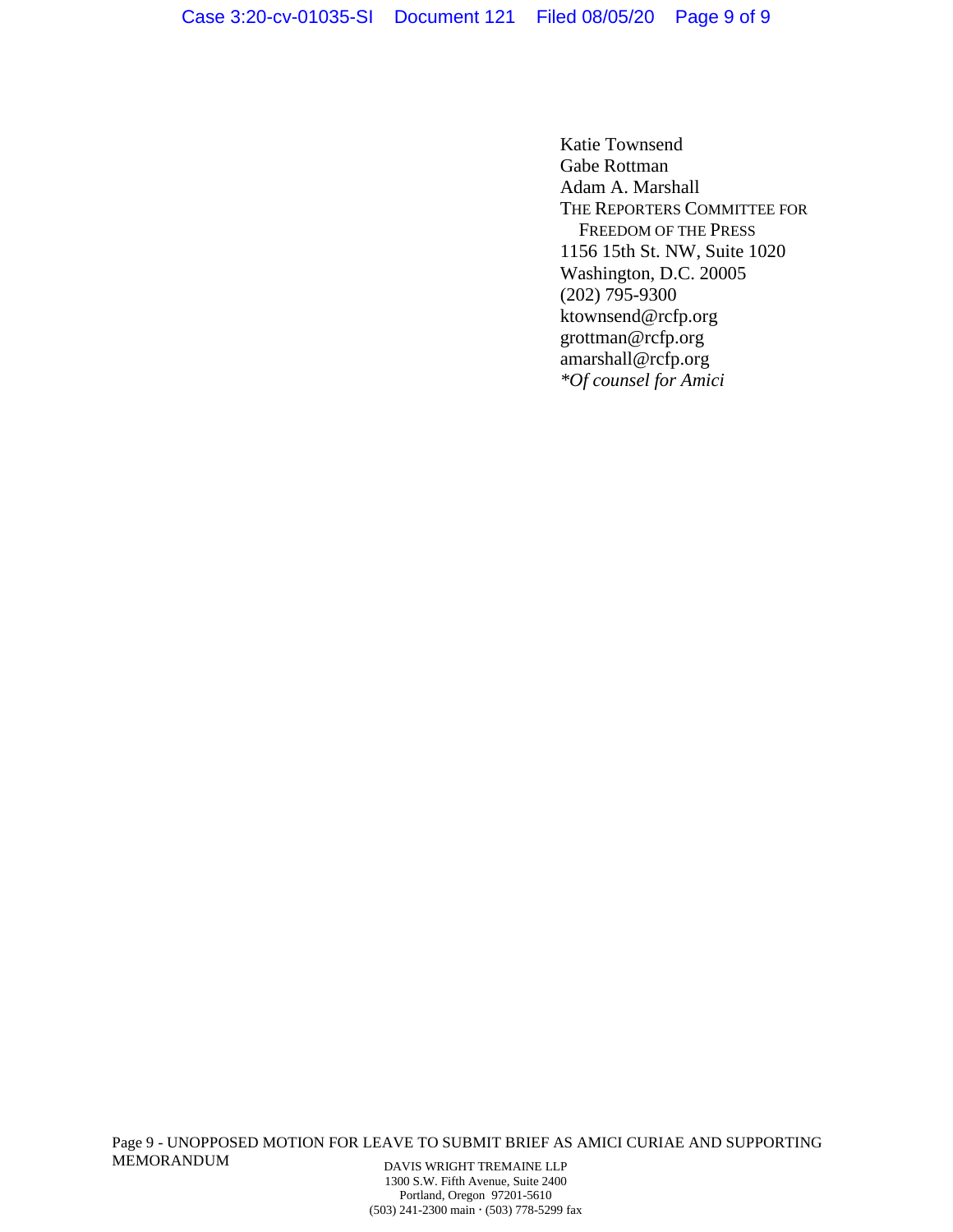Katie Townsend
Gabe Rottman
Adam A. Marshall
THE REPORTERS COMMITTEE FOR
FREEDOM OF THE PRESS
1156 15th St. NW, Suite 1020
Washington, D.C. 20005
(202) 795-9300
ktownsend@rcfp.org
grottman@rcfp.org
amarshall@rcfp.org
*Of counsel for Amici*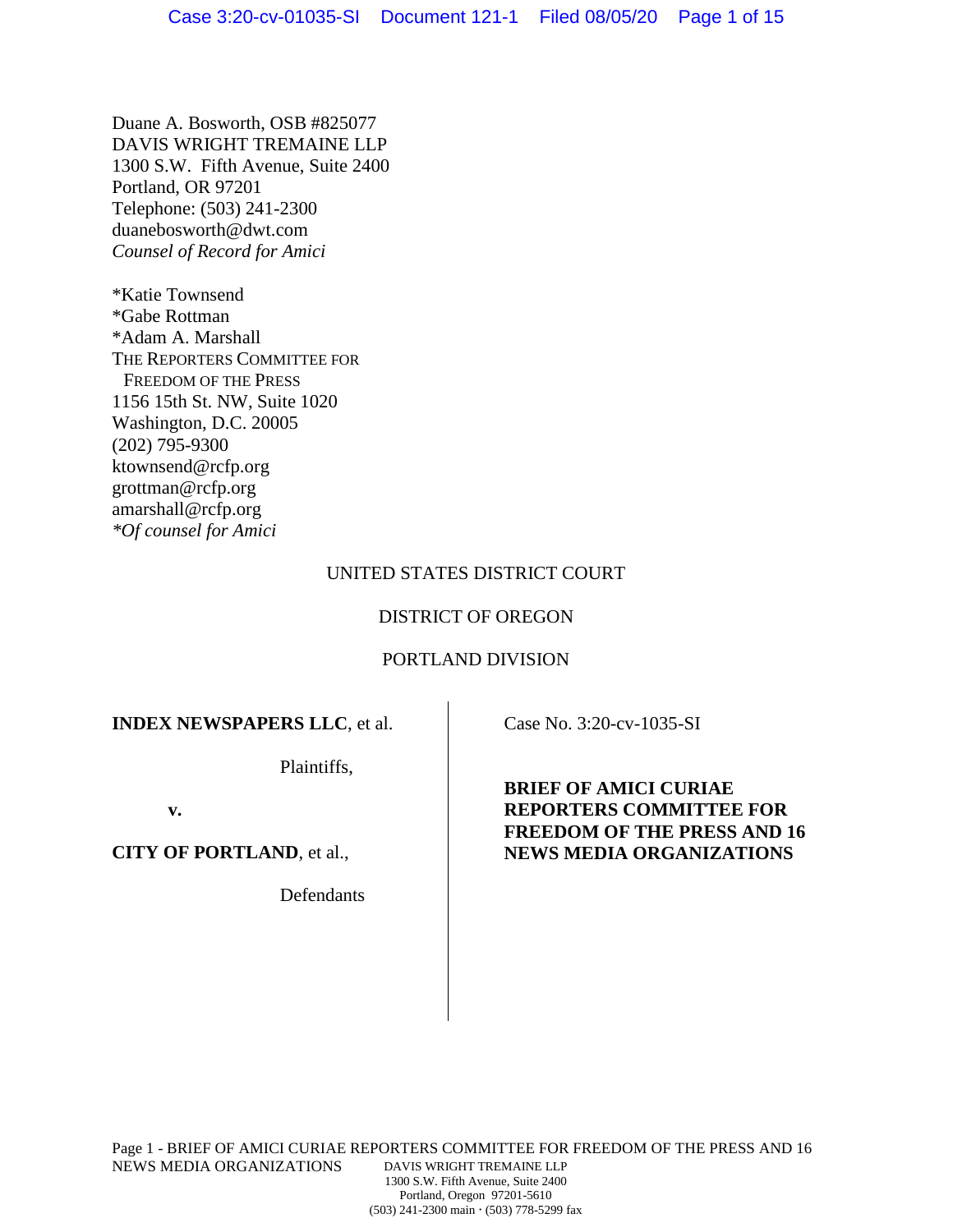Duane A. Bosworth, OSB #825077
DAVIS WRIGHT TREMAINE LLP
1300 S.W. Fifth Avenue, Suite 2400
Portland, OR 97201
Telephone: (503) 241-2300
duanebosworth@dwt.com
*Counsel of Record for Amici*

*Katie Townsend
*Gabe Rottman
*Adam A. Marshall
THE REPORTERS COMMITTEE FOR
FREEDOM OF THE PRESS
1156 15th St. NW, Suite 1020
Washington, D.C. 20005
(202) 795-9300
ktownsend@rcfp.org
grottman@rcfp.org
amarshall@rcfp.org
*\*Of counsel for Amici*

UNITED STATES DISTRICT COURT

DISTRICT OF OREGON

PORTLAND DIVISION

**INDEX NEWSPAPERS LLC**, et al.

Plaintiffs,

**v.**

**CITY OF PORTLAND**, et al.,

Defendants

Case No. 3:20-cv-1035-SI

**BRIEF OF AMICI CURIAE REPORTERS COMMITTEE FOR FREEDOM OF THE PRESS AND 16 NEWS MEDIA ORGANIZATIONS**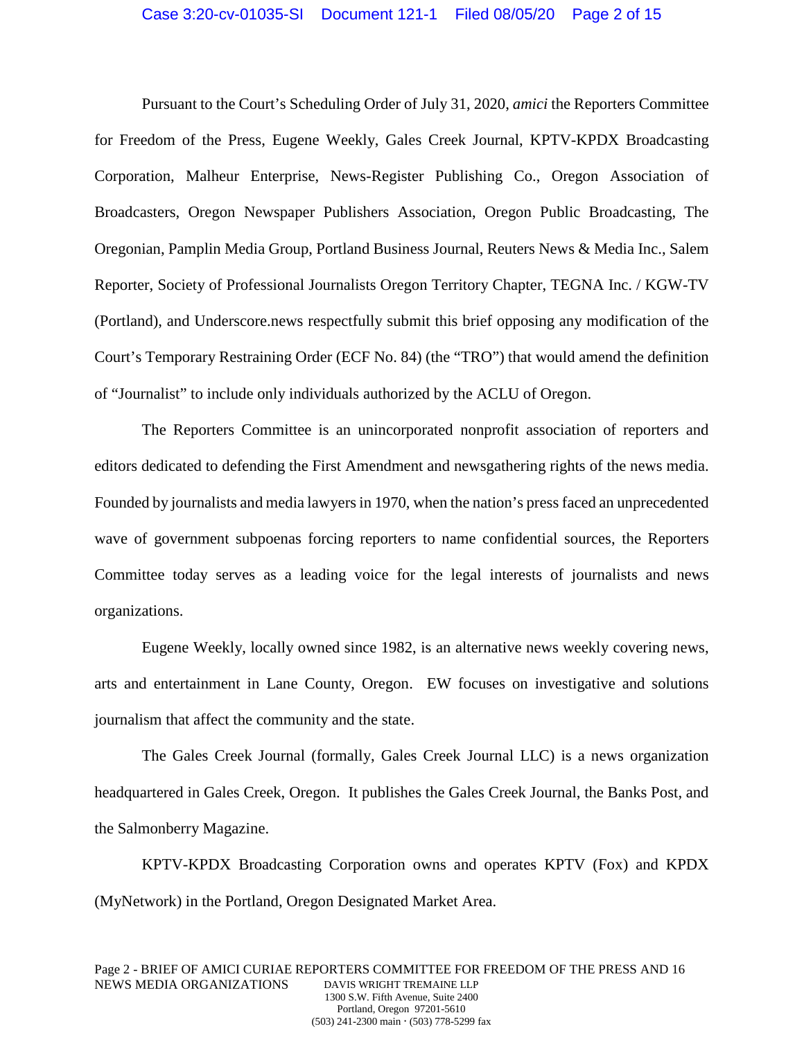Pursuant to the Court's Scheduling Order of July 31, 2020, *amici* the Reporters Committee for Freedom of the Press, Eugene Weekly, Gales Creek Journal, KPTV-KPDX Broadcasting Corporation, Malheur Enterprise, News-Register Publishing Co., Oregon Association of Broadcasters, Oregon Newspaper Publishers Association, Oregon Public Broadcasting, The Oregonian, Pamplin Media Group, Portland Business Journal, Reuters News & Media Inc., Salem Reporter, Society of Professional Journalists Oregon Territory Chapter, TEGNA Inc. / KGW-TV (Portland), and Underscore.news respectfully submit this brief opposing any modification of the Court's Temporary Restraining Order (ECF No. 84) (the "TRO") that would amend the definition of "Journalist" to include only individuals authorized by the ACLU of Oregon.

The Reporters Committee is an unincorporated nonprofit association of reporters and editors dedicated to defending the First Amendment and newsgathering rights of the news media. Founded by journalists and media lawyers in 1970, when the nation's press faced an unprecedented wave of government subpoenas forcing reporters to name confidential sources, the Reporters Committee today serves as a leading voice for the legal interests of journalists and news organizations.

Eugene Weekly, locally owned since 1982, is an alternative news weekly covering news, arts and entertainment in Lane County, Oregon. EW focuses on investigative and solutions journalism that affect the community and the state.

The Gales Creek Journal (formally, Gales Creek Journal LLC) is a news organization headquartered in Gales Creek, Oregon. It publishes the Gales Creek Journal, the Banks Post, and the Salmonberry Magazine.

KPTV-KPDX Broadcasting Corporation owns and operates KPTV (Fox) and KPDX (MyNetwork) in the Portland, Oregon Designated Market Area.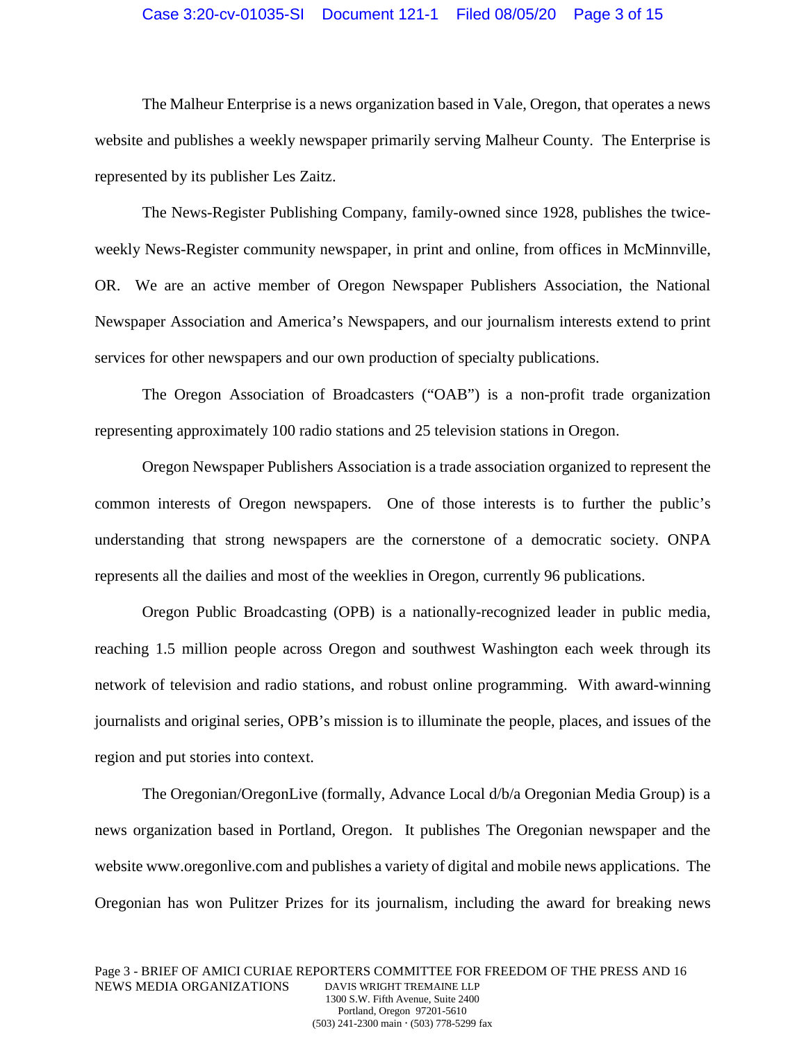The Malheur Enterprise is a news organization based in Vale, Oregon, that operates a news website and publishes a weekly newspaper primarily serving Malheur County. The Enterprise is represented by its publisher Les Zaitz.

The News-Register Publishing Company, family-owned since 1928, publishes the twice-weekly News-Register community newspaper, in print and online, from offices in McMinnville, OR. We are an active member of Oregon Newspaper Publishers Association, the National Newspaper Association and America's Newspapers, and our journalism interests extend to print services for other newspapers and our own production of specialty publications.

The Oregon Association of Broadcasters ("OAB") is a non-profit trade organization representing approximately 100 radio stations and 25 television stations in Oregon.

Oregon Newspaper Publishers Association is a trade association organized to represent the common interests of Oregon newspapers. One of those interests is to further the public's understanding that strong newspapers are the cornerstone of a democratic society. ONPA represents all the dailies and most of the weeklies in Oregon, currently 96 publications.

Oregon Public Broadcasting (OPB) is a nationally-recognized leader in public media, reaching 1.5 million people across Oregon and southwest Washington each week through its network of television and radio stations, and robust online programming. With award-winning journalists and original series, OPB's mission is to illuminate the people, places, and issues of the region and put stories into context.

The Oregonian/OregonLive (formally, Advance Local d/b/a Oregonian Media Group) is a news organization based in Portland, Oregon. It publishes The Oregonian newspaper and the website www.oregonlive.com and publishes a variety of digital and mobile news applications. The Oregonian has won Pulitzer Prizes for its journalism, including the award for breaking news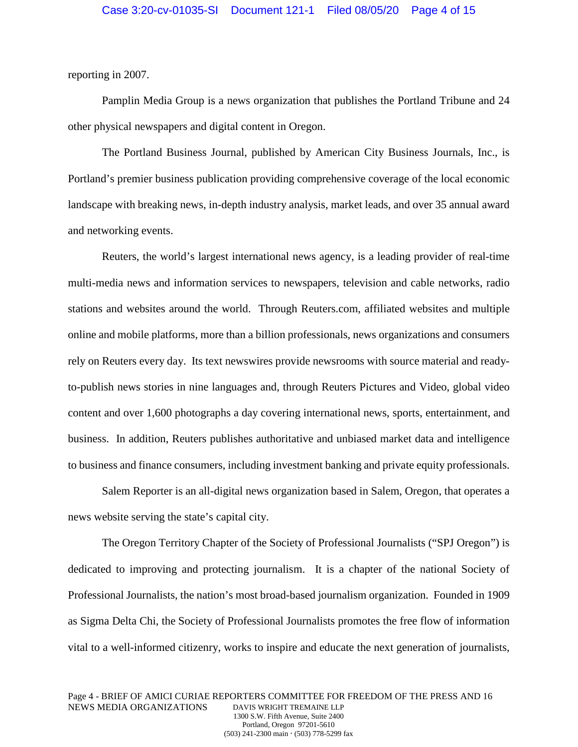reporting in 2007.

Pamplin Media Group is a news organization that publishes the Portland Tribune and 24 other physical newspapers and digital content in Oregon.

The Portland Business Journal, published by American City Business Journals, Inc., is Portland's premier business publication providing comprehensive coverage of the local economic landscape with breaking news, in-depth industry analysis, market leads, and over 35 annual award and networking events.

Reuters, the world's largest international news agency, is a leading provider of real-time multi-media news and information services to newspapers, television and cable networks, radio stations and websites around the world. Through Reuters.com, affiliated websites and multiple online and mobile platforms, more than a billion professionals, news organizations and consumers rely on Reuters every day. Its text newswires provide newsrooms with source material and ready-to-publish news stories in nine languages and, through Reuters Pictures and Video, global video content and over 1,600 photographs a day covering international news, sports, entertainment, and business. In addition, Reuters publishes authoritative and unbiased market data and intelligence to business and finance consumers, including investment banking and private equity professionals.

Salem Reporter is an all-digital news organization based in Salem, Oregon, that operates a news website serving the state's capital city.

The Oregon Territory Chapter of the Society of Professional Journalists ("SPJ Oregon") is dedicated to improving and protecting journalism. It is a chapter of the national Society of Professional Journalists, the nation's most broad-based journalism organization. Founded in 1909 as Sigma Delta Chi, the Society of Professional Journalists promotes the free flow of information vital to a well-informed citizenry, works to inspire and educate the next generation of journalists,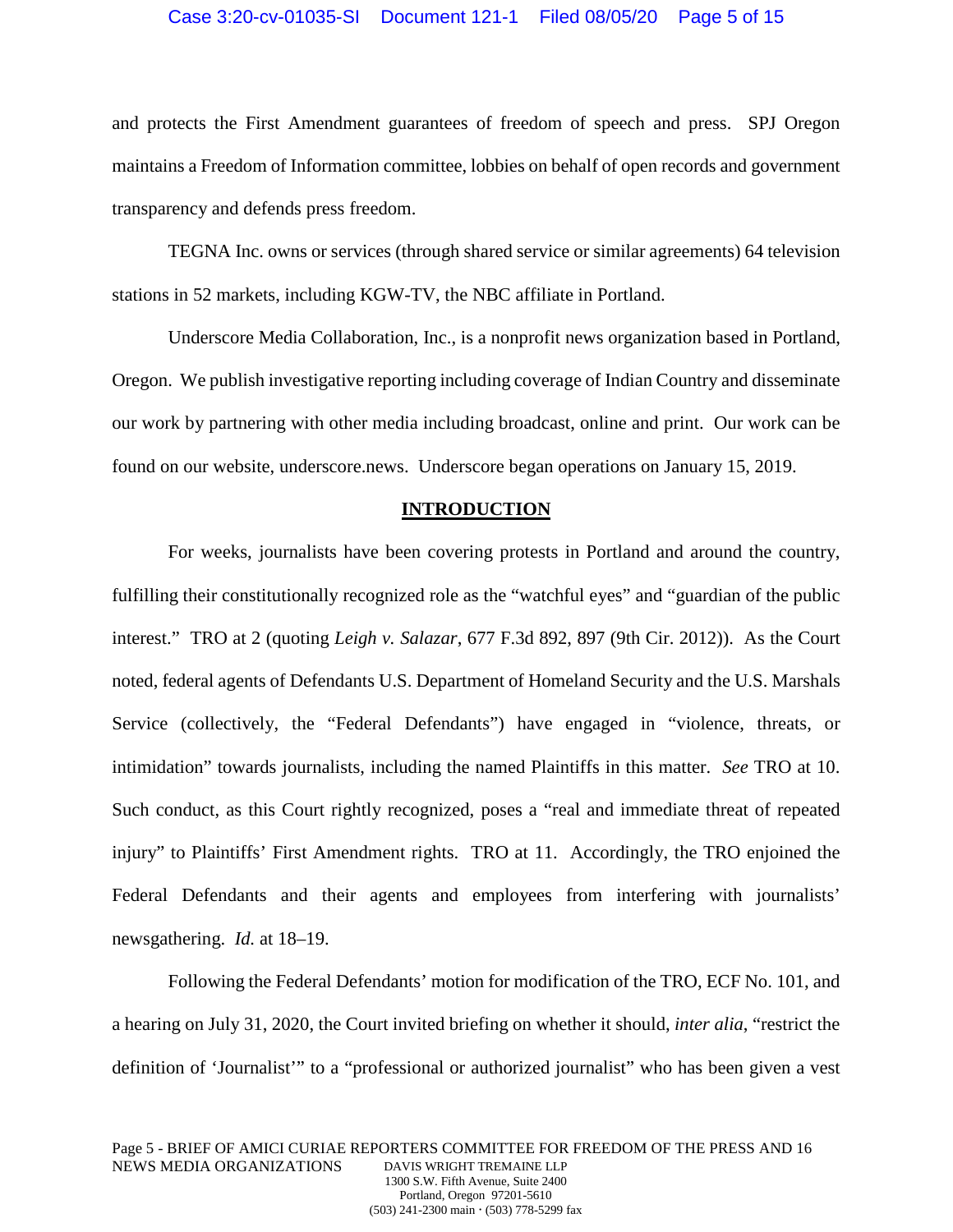and protects the First Amendment guarantees of freedom of speech and press. SPJ Oregon maintains a Freedom of Information committee, lobbies on behalf of open records and government transparency and defends press freedom.

TEGNA Inc. owns or services (through shared service or similar agreements) 64 television stations in 52 markets, including KGW-TV, the NBC affiliate in Portland.

Underscore Media Collaboration, Inc., is a nonprofit news organization based in Portland, Oregon. We publish investigative reporting including coverage of Indian Country and disseminate our work by partnering with other media including broadcast, online and print. Our work can be found on our website, underscore.news. Underscore began operations on January 15, 2019.

## INTRODUCTION

For weeks, journalists have been covering protests in Portland and around the country, fulfilling their constitutionally recognized role as the "watchful eyes" and "guardian of the public interest." TRO at 2 (quoting *Leigh v. Salazar*, 677 F.3d 892, 897 (9th Cir. 2012)). As the Court noted, federal agents of Defendants U.S. Department of Homeland Security and the U.S. Marshals Service (collectively, the "Federal Defendants") have engaged in "violence, threats, or intimidation" towards journalists, including the named Plaintiffs in this matter. *See* TRO at 10. Such conduct, as this Court rightly recognized, poses a "real and immediate threat of repeated injury" to Plaintiffs' First Amendment rights. TRO at 11. Accordingly, the TRO enjoined the Federal Defendants and their agents and employees from interfering with journalists' newsgathering. *Id.* at 18–19.

Following the Federal Defendants' motion for modification of the TRO, ECF No. 101, and a hearing on July 31, 2020, the Court invited briefing on whether it should, *inter alia*, "restrict the definition of 'Journalist'" to a "professional or authorized journalist" who has been given a vest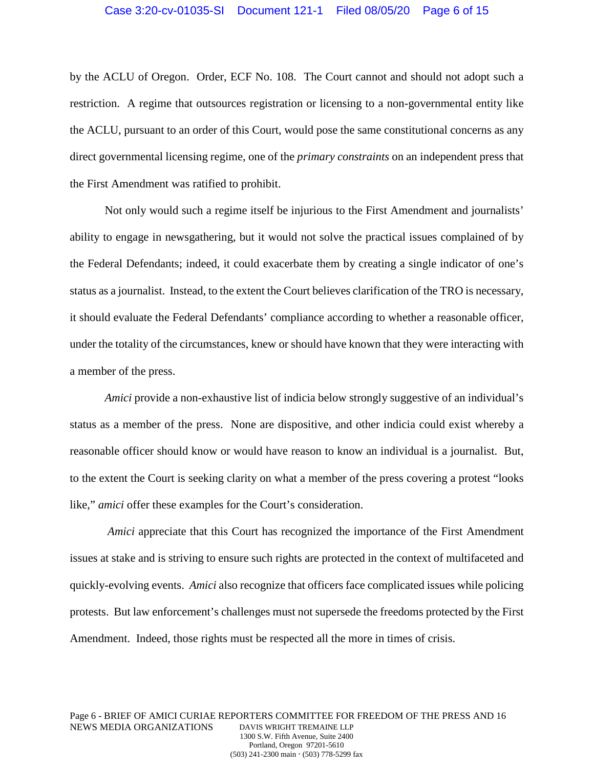by the ACLU of Oregon. Order, ECF No. 108. The Court cannot and should not adopt such a restriction. A regime that outsources registration or licensing to a non-governmental entity like the ACLU, pursuant to an order of this Court, would pose the same constitutional concerns as any direct governmental licensing regime, one of the *primary constraints* on an independent press that the First Amendment was ratified to prohibit.

Not only would such a regime itself be injurious to the First Amendment and journalists' ability to engage in newsgathering, but it would not solve the practical issues complained of by the Federal Defendants; indeed, it could exacerbate them by creating a single indicator of one's status as a journalist. Instead, to the extent the Court believes clarification of the TRO is necessary, it should evaluate the Federal Defendants' compliance according to whether a reasonable officer, under the totality of the circumstances, knew or should have known that they were interacting with a member of the press.

*Amici* provide a non-exhaustive list of indicia below strongly suggestive of an individual's status as a member of the press. None are dispositive, and other indicia could exist whereby a reasonable officer should know or would have reason to know an individual is a journalist. But, to the extent the Court is seeking clarity on what a member of the press covering a protest "looks like," *amici* offer these examples for the Court's consideration.

*Amici* appreciate that this Court has recognized the importance of the First Amendment issues at stake and is striving to ensure such rights are protected in the context of multifaceted and quickly-evolving events. *Amici* also recognize that officers face complicated issues while policing protests. But law enforcement's challenges must not supersede the freedoms protected by the First Amendment. Indeed, those rights must be respected all the more in times of crisis.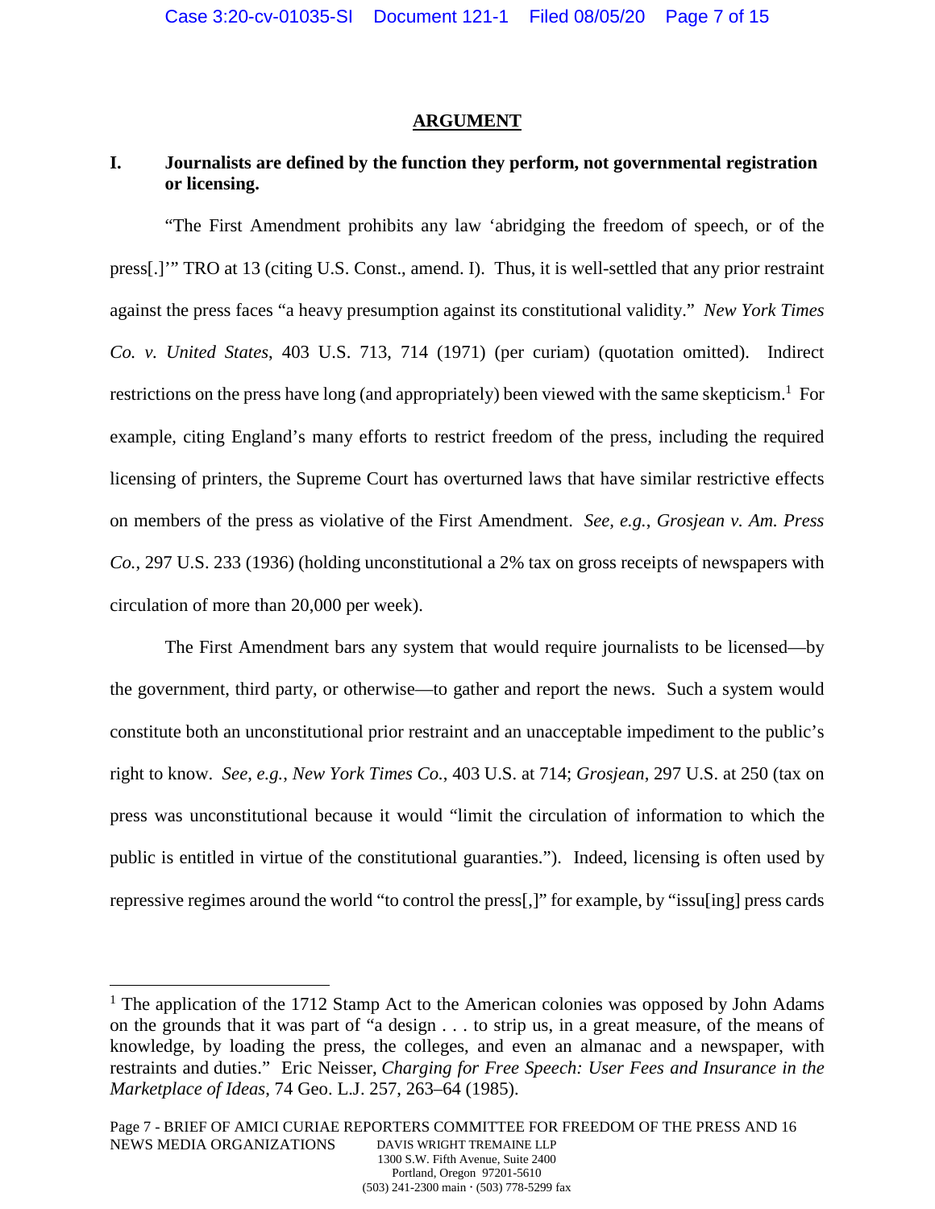## ARGUMENT

### I. Journalists are defined by the function they perform, not governmental registration or licensing.

"The First Amendment prohibits any law 'abridging the freedom of speech, or of the press[.]'" TRO at 13 (citing U.S. Const., amend. I). Thus, it is well-settled that any prior restraint against the press faces "a heavy presumption against its constitutional validity." *New York Times Co. v. United States*, 403 U.S. 713, 714 (1971) (per curiam) (quotation omitted). Indirect restrictions on the press have long (and appropriately) been viewed with the same skepticism.[1] For example, citing England's many efforts to restrict freedom of the press, including the required licensing of printers, the Supreme Court has overturned laws that have similar restrictive effects on members of the press as violative of the First Amendment. *See, e.g.*, *Grosjean v. Am. Press Co.*, 297 U.S. 233 (1936) (holding unconstitutional a 2% tax on gross receipts of newspapers with circulation of more than 20,000 per week).

The First Amendment bars any system that would require journalists to be licensed—by the government, third party, or otherwise—to gather and report the news. Such a system would constitute both an unconstitutional prior restraint and an unacceptable impediment to the public's right to know. *See, e.g.*, *New York Times Co.*, 403 U.S. at 714; *Grosjean*, 297 U.S. at 250 (tax on press was unconstitutional because it would "limit the circulation of information to which the public is entitled in virtue of the constitutional guaranties."). Indeed, licensing is often used by repressive regimes around the world "to control the press[,]" for example, by "issu[ing] press cards

[1] The application of the 1712 Stamp Act to the American colonies was opposed by John Adams on the grounds that it was part of "a design . . . to strip us, in a great measure, of the means of knowledge, by loading the press, the colleges, and even an almanac and a newspaper, with restraints and duties." Eric Neisser, *Charging for Free Speech: User Fees and Insurance in the Marketplace of Ideas*, 74 Geo. L.J. 257, 263–64 (1985).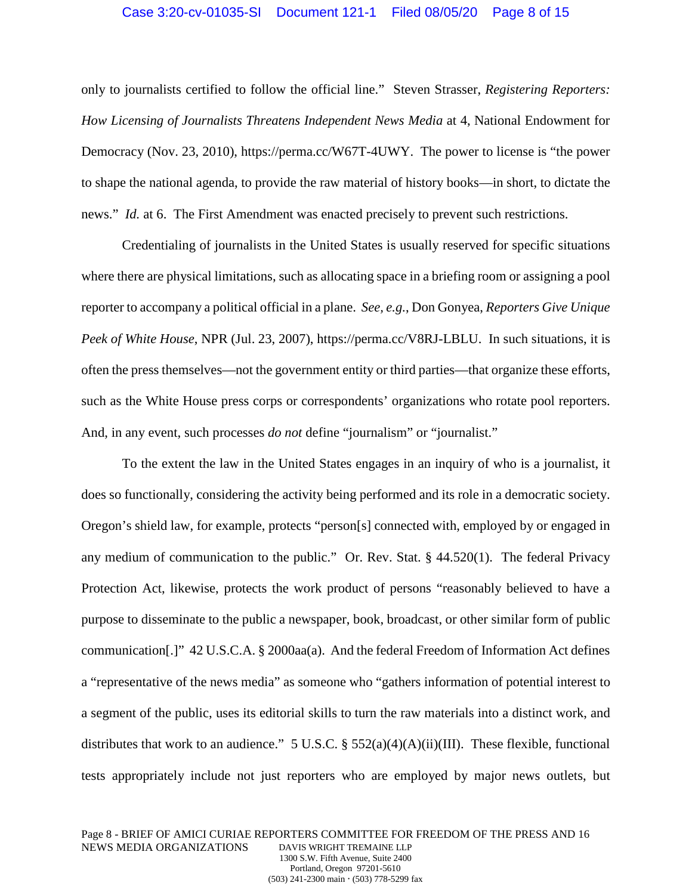only to journalists certified to follow the official line." Steven Strasser, *Registering Reporters: How Licensing of Journalists Threatens Independent News Media* at 4, National Endowment for Democracy (Nov. 23, 2010), https://perma.cc/W67T-4UWY. The power to license is "the power to shape the national agenda, to provide the raw material of history books—in short, to dictate the news." *Id.* at 6. The First Amendment was enacted precisely to prevent such restrictions.

Credentialing of journalists in the United States is usually reserved for specific situations where there are physical limitations, such as allocating space in a briefing room or assigning a pool reporter to accompany a political official in a plane. *See, e.g.*, Don Gonyea, *Reporters Give Unique Peek of White House*, NPR (Jul. 23, 2007), https://perma.cc/V8RJ-LBLU. In such situations, it is often the press themselves—not the government entity or third parties—that organize these efforts, such as the White House press corps or correspondents' organizations who rotate pool reporters. And, in any event, such processes *do not* define "journalism" or "journalist."

To the extent the law in the United States engages in an inquiry of who is a journalist, it does so functionally, considering the activity being performed and its role in a democratic society. Oregon's shield law, for example, protects "person[s] connected with, employed by or engaged in any medium of communication to the public." Or. Rev. Stat. § 44.520(1). The federal Privacy Protection Act, likewise, protects the work product of persons "reasonably believed to have a purpose to disseminate to the public a newspaper, book, broadcast, or other similar form of public communication[.]" 42 U.S.C.A. § 2000aa(a). And the federal Freedom of Information Act defines a "representative of the news media" as someone who "gathers information of potential interest to a segment of the public, uses its editorial skills to turn the raw materials into a distinct work, and distributes that work to an audience." 5 U.S.C. § 552(a)(4)(A)(ii)(III). These flexible, functional tests appropriately include not just reporters who are employed by major news outlets, but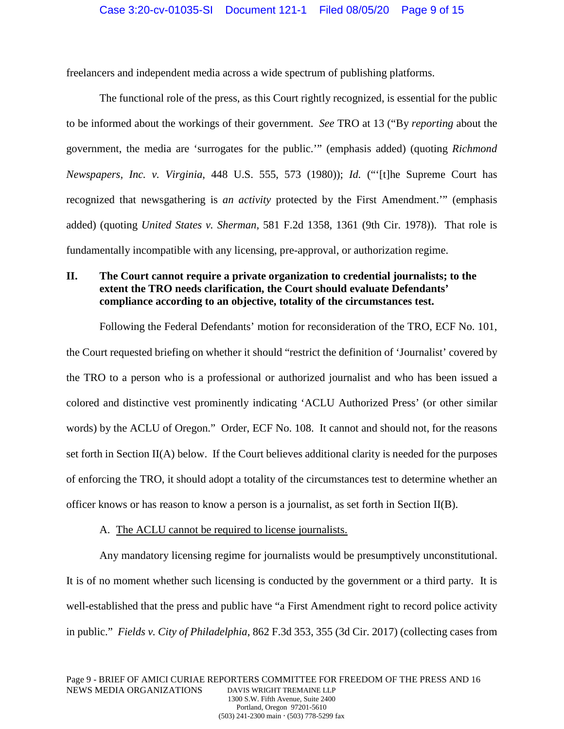freelancers and independent media across a wide spectrum of publishing platforms.

The functional role of the press, as this Court rightly recognized, is essential for the public to be informed about the workings of their government. *See* TRO at 13 ("By *reporting* about the government, the media are 'surrogates for the public.'" (emphasis added) (quoting *Richmond Newspapers, Inc. v. Virginia*, 448 U.S. 555, 573 (1980)); *Id.* ("'[t]he Supreme Court has recognized that newsgathering is *an activity* protected by the First Amendment.'" (emphasis added) (quoting *United States v. Sherman*, 581 F.2d 1358, 1361 (9th Cir. 1978)). That role is fundamentally incompatible with any licensing, pre-approval, or authorization regime.

## II. The Court cannot require a private organization to credential journalists; to the extent the TRO needs clarification, the Court should evaluate Defendants' compliance according to an objective, totality of the circumstances test.

Following the Federal Defendants' motion for reconsideration of the TRO, ECF No. 101, the Court requested briefing on whether it should "restrict the definition of 'Journalist' covered by the TRO to a person who is a professional or authorized journalist and who has been issued a colored and distinctive vest prominently indicating 'ACLU Authorized Press' (or other similar words) by the ACLU of Oregon." Order, ECF No. 108. It cannot and should not, for the reasons set forth in Section II(A) below. If the Court believes additional clarity is needed for the purposes of enforcing the TRO, it should adopt a totality of the circumstances test to determine whether an officer knows or has reason to know a person is a journalist, as set forth in Section II(B).

### A. The ACLU cannot be required to license journalists.

Any mandatory licensing regime for journalists would be presumptively unconstitutional. It is of no moment whether such licensing is conducted by the government or a third party. It is well-established that the press and public have "a First Amendment right to record police activity in public." *Fields v. City of Philadelphia*, 862 F.3d 353, 355 (3d Cir. 2017) (collecting cases from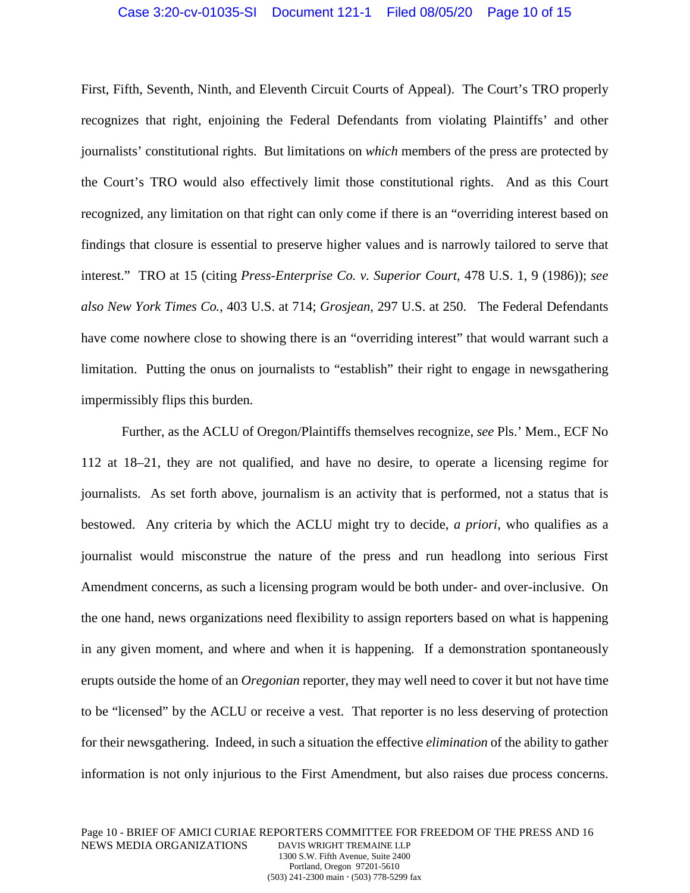First, Fifth, Seventh, Ninth, and Eleventh Circuit Courts of Appeal). The Court's TRO properly recognizes that right, enjoining the Federal Defendants from violating Plaintiffs' and other journalists' constitutional rights. But limitations on *which* members of the press are protected by the Court's TRO would also effectively limit those constitutional rights. And as this Court recognized, any limitation on that right can only come if there is an "overriding interest based on findings that closure is essential to preserve higher values and is narrowly tailored to serve that interest." TRO at 15 (citing *Press-Enterprise Co. v. Superior Court*, 478 U.S. 1, 9 (1986)); *see also New York Times Co.*, 403 U.S. at 714; *Grosjean*, 297 U.S. at 250. The Federal Defendants have come nowhere close to showing there is an "overriding interest" that would warrant such a limitation. Putting the onus on journalists to "establish" their right to engage in newsgathering impermissibly flips this burden.

Further, as the ACLU of Oregon/Plaintiffs themselves recognize, *see* Pls.' Mem., ECF No 112 at 18–21, they are not qualified, and have no desire, to operate a licensing regime for journalists. As set forth above, journalism is an activity that is performed, not a status that is bestowed. Any criteria by which the ACLU might try to decide, *a priori*, who qualifies as a journalist would misconstrue the nature of the press and run headlong into serious First Amendment concerns, as such a licensing program would be both under- and over-inclusive. On the one hand, news organizations need flexibility to assign reporters based on what is happening in any given moment, and where and when it is happening. If a demonstration spontaneously erupts outside the home of an *Oregonian* reporter, they may well need to cover it but not have time to be "licensed" by the ACLU or receive a vest. That reporter is no less deserving of protection for their newsgathering. Indeed, in such a situation the effective *elimination* of the ability to gather information is not only injurious to the First Amendment, but also raises due process concerns.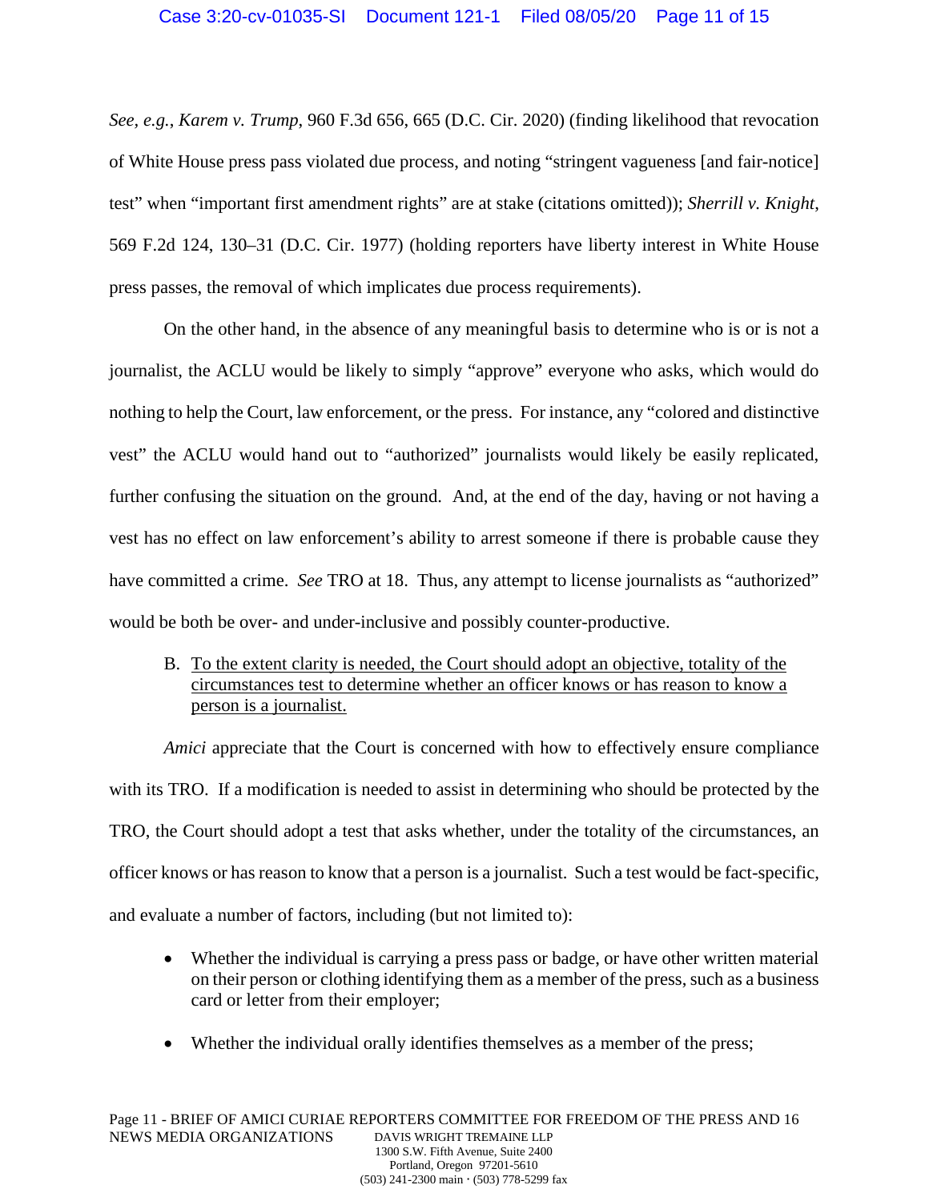*See*, *e.g.*, *Karem v. Trump*, 960 F.3d 656, 665 (D.C. Cir. 2020) (finding likelihood that revocation of White House press pass violated due process, and noting "stringent vagueness [and fair-notice] test" when "important first amendment rights" are at stake (citations omitted)); *Sherrill v. Knight*, 569 F.2d 124, 130–31 (D.C. Cir. 1977) (holding reporters have liberty interest in White House press passes, the removal of which implicates due process requirements).

On the other hand, in the absence of any meaningful basis to determine who is or is not a journalist, the ACLU would be likely to simply "approve" everyone who asks, which would do nothing to help the Court, law enforcement, or the press. For instance, any "colored and distinctive vest" the ACLU would hand out to "authorized" journalists would likely be easily replicated, further confusing the situation on the ground. And, at the end of the day, having or not having a vest has no effect on law enforcement's ability to arrest someone if there is probable cause they have committed a crime. *See* TRO at 18. Thus, any attempt to license journalists as "authorized" would be both be over- and under-inclusive and possibly counter-productive.

B. <u>To the extent clarity is needed, the Court should adopt an objective, totality of the circumstances test to determine whether an officer knows or has reason to know a person is a journalist.</u>

*Amici* appreciate that the Court is concerned with how to effectively ensure compliance with its TRO. If a modification is needed to assist in determining who should be protected by the TRO, the Court should adopt a test that asks whether, under the totality of the circumstances, an officer knows or has reason to know that a person is a journalist. Such a test would be fact-specific, and evaluate a number of factors, including (but not limited to):

- Whether the individual is carrying a press pass or badge, or have other written material on their person or clothing identifying them as a member of the press, such as a business card or letter from their employer;
- Whether the individual orally identifies themselves as a member of the press;

Page 11 - BRIEF OF AMICI CURIAE REPORTERS COMMITTEE FOR FREEDOM OF THE PRESS AND 16 NEWS MEDIA ORGANIZATIONS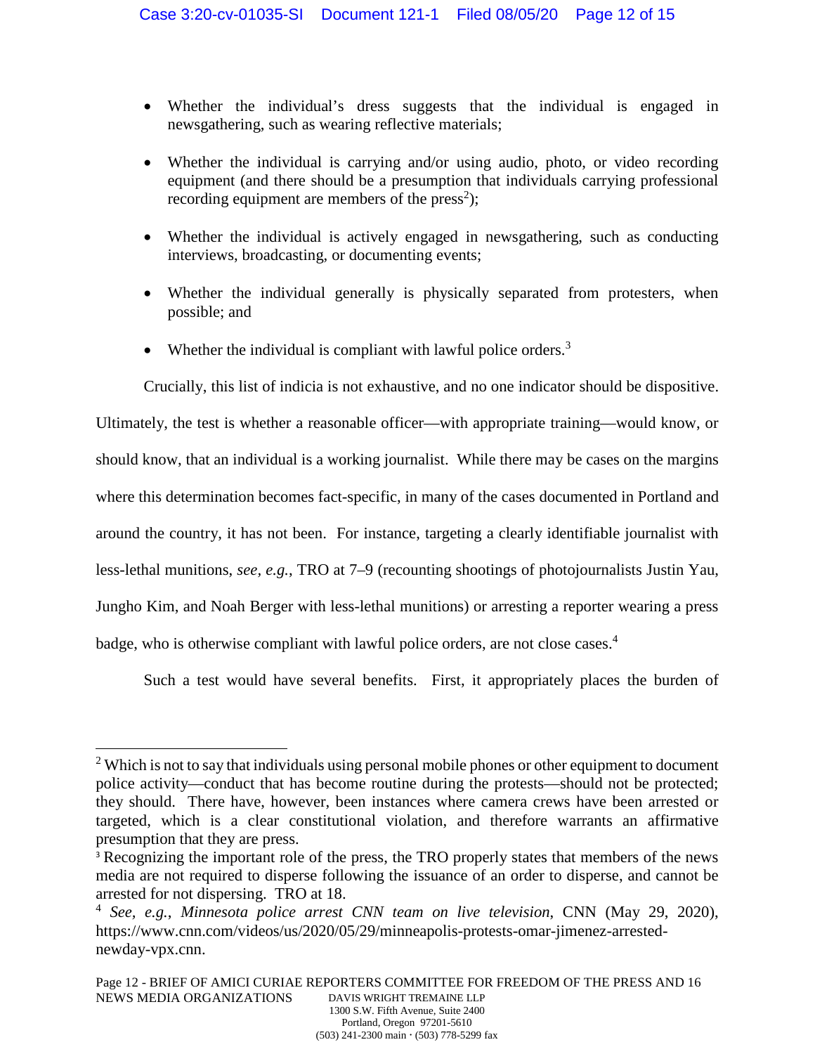- Whether the individual's dress suggests that the individual is engaged in newsgathering, such as wearing reflective materials;

- Whether the individual is carrying and/or using audio, photo, or video recording equipment (and there should be a presumption that individuals carrying professional recording equipment are members of the press[2]);

- Whether the individual is actively engaged in newsgathering, such as conducting interviews, broadcasting, or documenting events;

- Whether the individual generally is physically separated from protesters, when possible; and

- Whether the individual is compliant with lawful police orders.[3]

Crucially, this list of indicia is not exhaustive, and no one indicator should be dispositive. Ultimately, the test is whether a reasonable officer—with appropriate training—would know, or should know, that an individual is a working journalist. While there may be cases on the margins where this determination becomes fact-specific, in many of the cases documented in Portland and around the country, it has not been. For instance, targeting a clearly identifiable journalist with less-lethal munitions, *see, e.g.*, TRO at 7–9 (recounting shootings of photojournalists Justin Yau, Jungho Kim, and Noah Berger with less-lethal munitions) or arresting a reporter wearing a press badge, who is otherwise compliant with lawful police orders, are not close cases.[4]

Such a test would have several benefits. First, it appropriately places the burden of

---

[2] Which is not to say that individuals using personal mobile phones or other equipment to document police activity—conduct that has become routine during the protests—should not be protected; they should. There have, however, been instances where camera crews have been arrested or targeted, which is a clear constitutional violation, and therefore warrants an affirmative presumption that they are press.

[3] Recognizing the important role of the press, the TRO properly states that members of the news media are not required to disperse following the issuance of an order to disperse, and cannot be arrested for not dispersing. TRO at 18.

[4] *See, e.g.*, *Minnesota police arrest CNN team on live television*, CNN (May 29, 2020), https://www.cnn.com/videos/us/2020/05/29/minneapolis-protests-omar-jimenez-arrested-newday-vpx.cnn.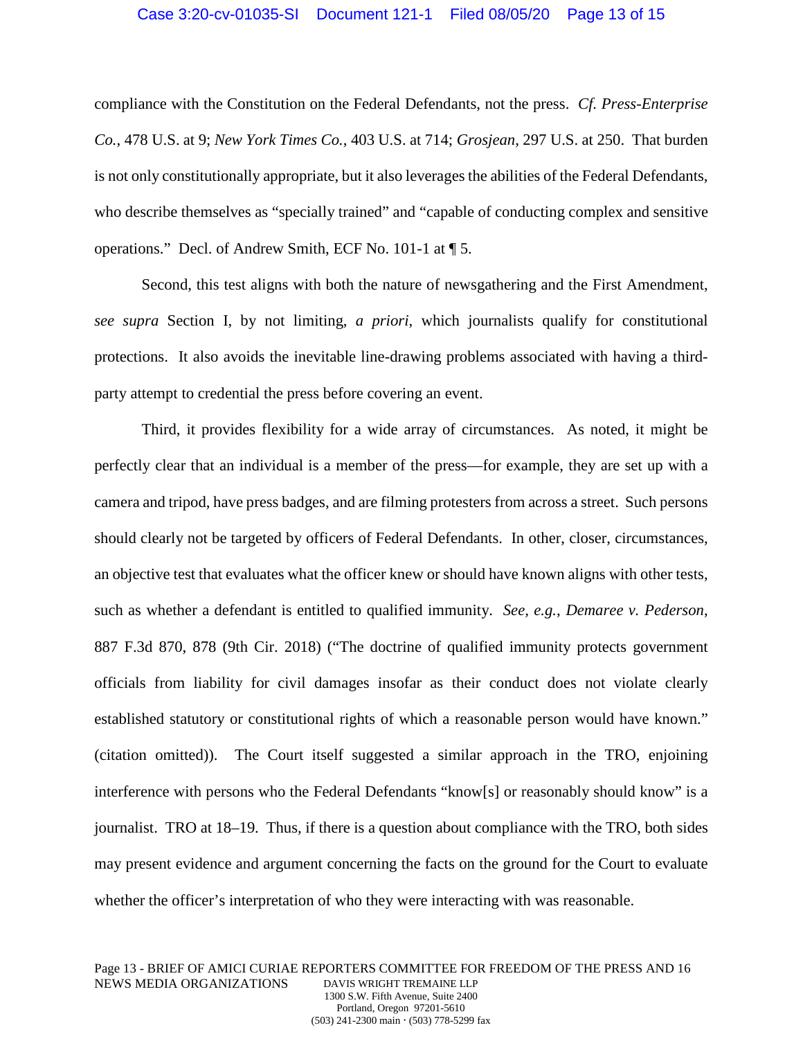compliance with the Constitution on the Federal Defendants, not the press. *Cf. Press-Enterprise Co.*, 478 U.S. at 9; *New York Times Co.*, 403 U.S. at 714; *Grosjean*, 297 U.S. at 250. That burden is not only constitutionally appropriate, but it also leverages the abilities of the Federal Defendants, who describe themselves as "specially trained" and "capable of conducting complex and sensitive operations." Decl. of Andrew Smith, ECF No. 101-1 at ¶ 5.

Second, this test aligns with both the nature of newsgathering and the First Amendment, *see supra* Section I, by not limiting, *a priori*, which journalists qualify for constitutional protections. It also avoids the inevitable line-drawing problems associated with having a third-party attempt to credential the press before covering an event.

Third, it provides flexibility for a wide array of circumstances. As noted, it might be perfectly clear that an individual is a member of the press—for example, they are set up with a camera and tripod, have press badges, and are filming protesters from across a street. Such persons should clearly not be targeted by officers of Federal Defendants. In other, closer, circumstances, an objective test that evaluates what the officer knew or should have known aligns with other tests, such as whether a defendant is entitled to qualified immunity. *See, e.g.*, *Demaree v. Pederson*, 887 F.3d 870, 878 (9th Cir. 2018) ("The doctrine of qualified immunity protects government officials from liability for civil damages insofar as their conduct does not violate clearly established statutory or constitutional rights of which a reasonable person would have known." (citation omitted)). The Court itself suggested a similar approach in the TRO, enjoining interference with persons who the Federal Defendants "know[s] or reasonably should know" is a journalist. TRO at 18–19. Thus, if there is a question about compliance with the TRO, both sides may present evidence and argument concerning the facts on the ground for the Court to evaluate whether the officer's interpretation of who they were interacting with was reasonable.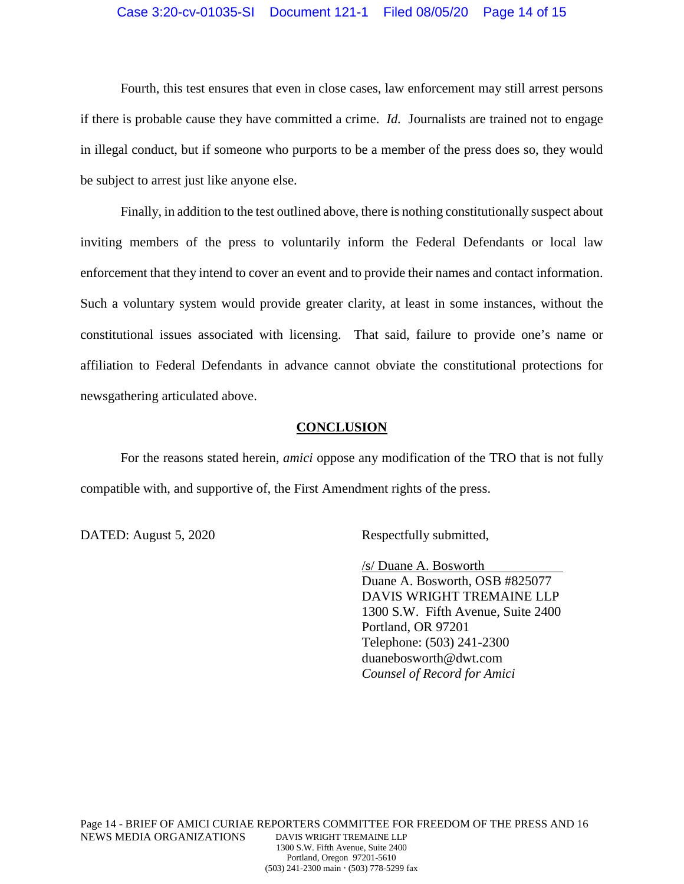Fourth, this test ensures that even in close cases, law enforcement may still arrest persons if there is probable cause they have committed a crime. *Id.* Journalists are trained not to engage in illegal conduct, but if someone who purports to be a member of the press does so, they would be subject to arrest just like anyone else.

Finally, in addition to the test outlined above, there is nothing constitutionally suspect about inviting members of the press to voluntarily inform the Federal Defendants or local law enforcement that they intend to cover an event and to provide their names and contact information. Such a voluntary system would provide greater clarity, at least in some instances, without the constitutional issues associated with licensing. That said, failure to provide one's name or affiliation to Federal Defendants in advance cannot obviate the constitutional protections for newsgathering articulated above.

## CONCLUSION

For the reasons stated herein, *amici* oppose any modification of the TRO that is not fully compatible with, and supportive of, the First Amendment rights of the press.

DATED: August 5, 2020

Respectfully submitted,

/s/ Duane A. Bosworth
Duane A. Bosworth, OSB #825077
DAVIS WRIGHT TREMAINE LLP
1300 S.W. Fifth Avenue, Suite 2400
Portland, OR 97201
Telephone: (503) 241-2300
duanebosworth@dwt.com
*Counsel of Record for Amici*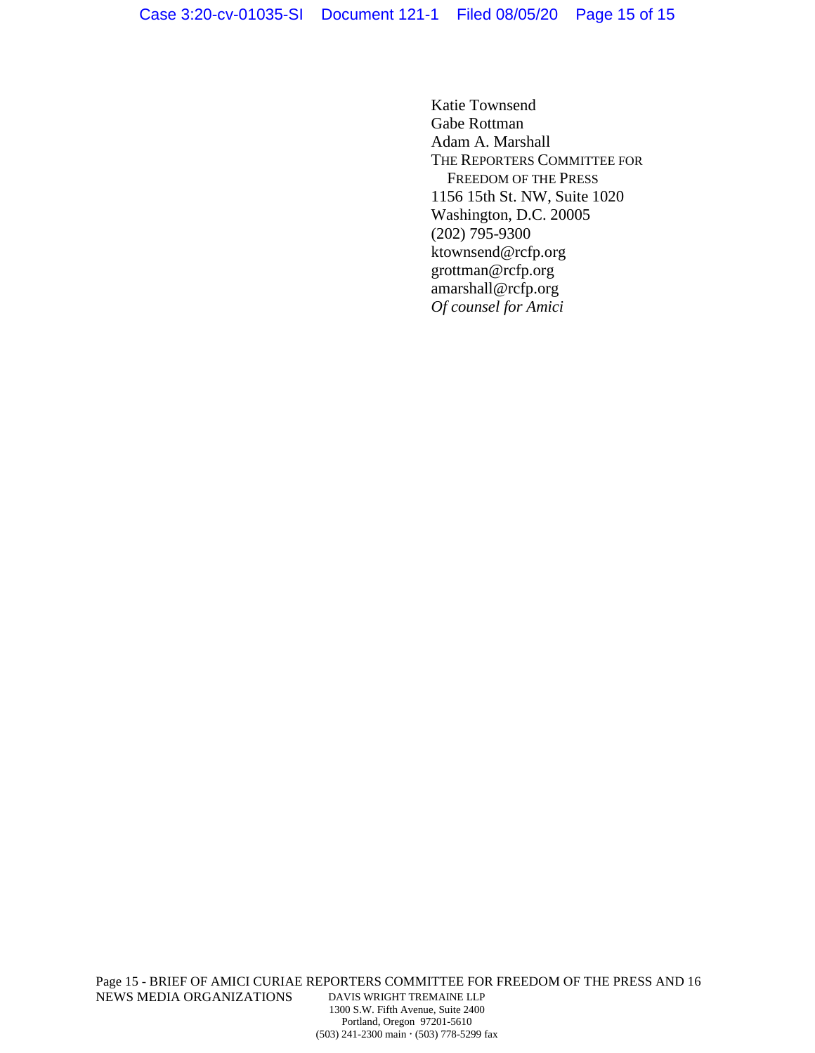Katie Townsend
Gabe Rottman
Adam A. Marshall
THE REPORTERS COMMITTEE FOR
FREEDOM OF THE PRESS
1156 15th St. NW, Suite 1020
Washington, D.C. 20005
(202) 795-9300
ktownsend@rcfp.org
grottman@rcfp.org
amarshall@rcfp.org
*Of counsel for Amici*